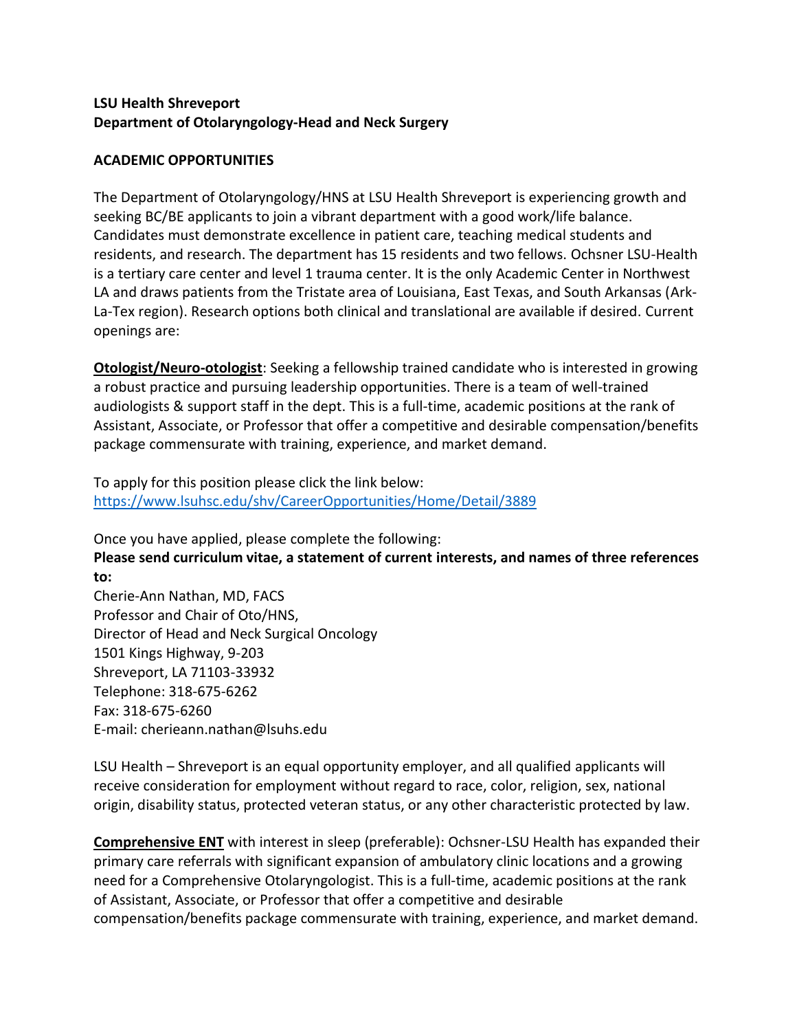**LSU Health Shreveport**
**Department of Otolaryngology-Head and Neck Surgery**

**ACADEMIC OPPORTUNITIES**

The Department of Otolaryngology/HNS at LSU Health Shreveport is experiencing growth and seeking BC/BE applicants to join a vibrant department with a good work/life balance. Candidates must demonstrate excellence in patient care, teaching medical students and residents, and research. The department has 15 residents and two fellows. Ochsner LSU-Health is a tertiary care center and level 1 trauma center. It is the only Academic Center in Northwest LA and draws patients from the Tristate area of Louisiana, East Texas, and South Arkansas (Ark-La-Tex region). Research options both clinical and translational are available if desired. Current openings are:

**Otologist/Neuro-otologist**: Seeking a fellowship trained candidate who is interested in growing a robust practice and pursuing leadership opportunities. There is a team of well-trained audiologists & support staff in the dept. This is a full-time, academic positions at the rank of Assistant, Associate, or Professor that offer a competitive and desirable compensation/benefits package commensurate with training, experience, and market demand.

To apply for this position please click the link below:
https://www.lsuhsc.edu/shv/CareerOpportunities/Home/Detail/3889

Once you have applied, please complete the following:
**Please send curriculum vitae, a statement of current interests, and names of three references to:**
Cherie-Ann Nathan, MD, FACS
Professor and Chair of Oto/HNS,
Director of Head and Neck Surgical Oncology
1501 Kings Highway, 9-203
Shreveport, LA 71103-33932
Telephone: 318-675-6262
Fax: 318-675-6260
E-mail: cherieann.nathan@lsuhs.edu

LSU Health – Shreveport is an equal opportunity employer, and all qualified applicants will receive consideration for employment without regard to race, color, religion, sex, national origin, disability status, protected veteran status, or any other characteristic protected by law.

**Comprehensive ENT** with interest in sleep (preferable): Ochsner-LSU Health has expanded their primary care referrals with significant expansion of ambulatory clinic locations and a growing need for a Comprehensive Otolaryngologist. This is a full-time, academic positions at the rank of Assistant, Associate, or Professor that offer a competitive and desirable compensation/benefits package commensurate with training, experience, and market demand.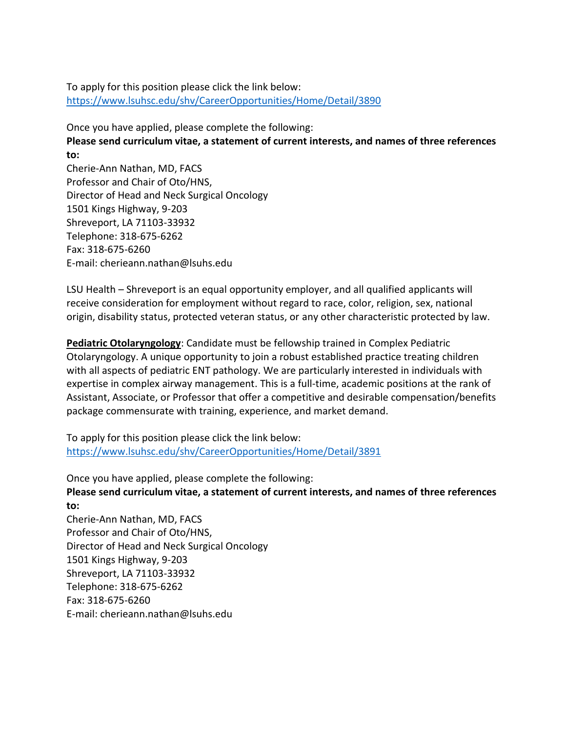To apply for this position please click the link below:
[https://www.lsuhsc.edu/shv/CareerOpportunities/Home/Detail/3890](https://www.lsuhsc.edu/shv/CareerOpportunities/Home/Detail/3890)

Once you have applied, please complete the following:

**Please send curriculum vitae, a statement of current interests, and names of three references to:**

Cherie-Ann Nathan, MD, FACS
Professor and Chair of Oto/HNS,
Director of Head and Neck Surgical Oncology
1501 Kings Highway, 9-203
Shreveport, LA 71103-33932
Telephone: 318-675-6262
Fax: 318-675-6260
E-mail: cherieann.nathan@lsuhs.edu

LSU Health – Shreveport is an equal opportunity employer, and all qualified applicants will receive consideration for employment without regard to race, color, religion, sex, national origin, disability status, protected veteran status, or any other characteristic protected by law.

**Pediatric Otolaryngology**: Candidate must be fellowship trained in Complex Pediatric Otolaryngology. A unique opportunity to join a robust established practice treating children with all aspects of pediatric ENT pathology. We are particularly interested in individuals with expertise in complex airway management. This is a full-time, academic positions at the rank of Assistant, Associate, or Professor that offer a competitive and desirable compensation/benefits package commensurate with training, experience, and market demand.

To apply for this position please click the link below:
[https://www.lsuhsc.edu/shv/CareerOpportunities/Home/Detail/3891](https://www.lsuhsc.edu/shv/CareerOpportunities/Home/Detail/3891)

Once you have applied, please complete the following:

**Please send curriculum vitae, a statement of current interests, and names of three references to:**

Cherie-Ann Nathan, MD, FACS
Professor and Chair of Oto/HNS,
Director of Head and Neck Surgical Oncology
1501 Kings Highway, 9-203
Shreveport, LA 71103-33932
Telephone: 318-675-6262
Fax: 318-675-6260
E-mail: cherieann.nathan@lsuhs.edu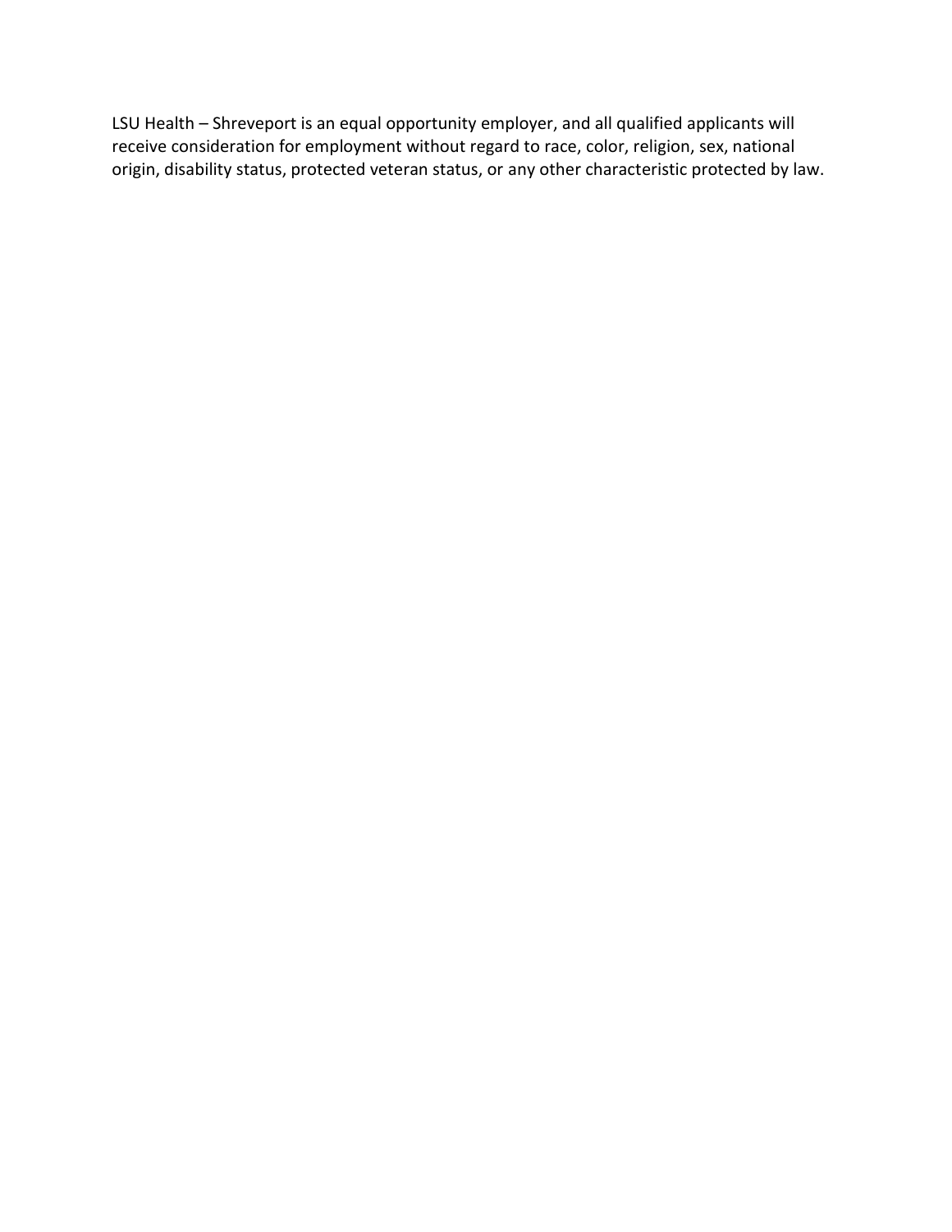LSU Health – Shreveport is an equal opportunity employer, and all qualified applicants will receive consideration for employment without regard to race, color, religion, sex, national origin, disability status, protected veteran status, or any other characteristic protected by law.